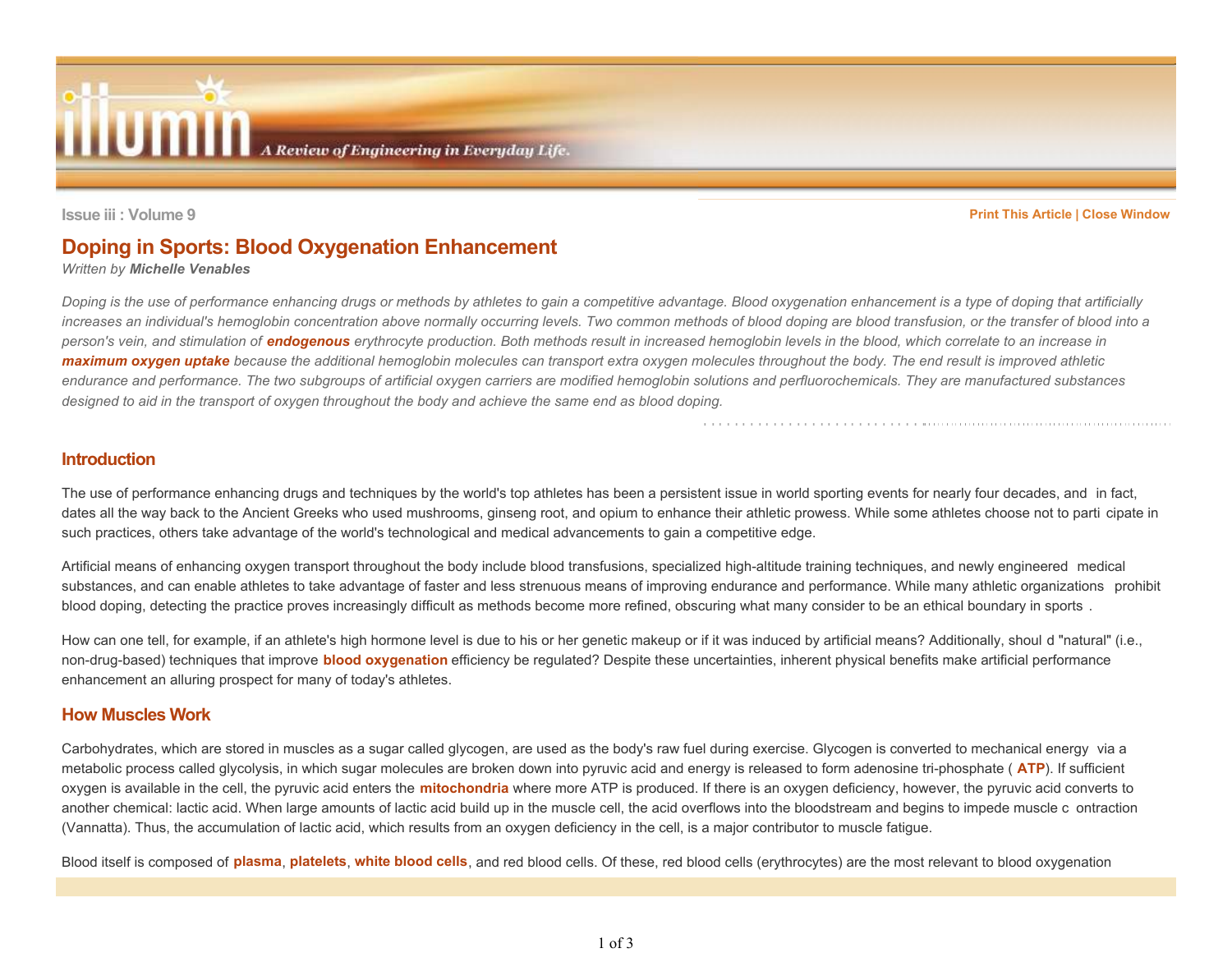Issue iii : Volume 9

# Doping in Sports: Blood Oxygenation Enhancement

*Written by* ***Michelle Venables***

*Doping is the use of performance enhancing drugs or methods by athletes to gain a competitive advantage. Blood oxygenation enhancement is a type of doping that artificially increases an individual's hemoglobin concentration above normally occurring levels. Two common methods of blood doping are blood transfusion, or the transfer of blood into a person's vein, and stimulation of* ***endogenous*** *erythrocyte production. Both methods result in increased hemoglobin levels in the blood, which correlate to an increase in* ***maximum oxygen uptake*** *because the additional hemoglobin molecules can transport extra oxygen molecules throughout the body. The end result is improved athletic endurance and performance. The two subgroups of artificial oxygen carriers are modified hemoglobin solutions and perfluorochemicals. They are manufactured substances designed to aid in the transport of oxygen throughout the body and achieve the same end as blood doping.*

## Introduction

The use of performance enhancing drugs and techniques by the world's top athletes has been a persistent issue in world sporting events for nearly four decades, and in fact, dates all the way back to the Ancient Greeks who used mushrooms, ginseng root, and opium to enhance their athletic prowess. While some athletes choose not to participate in such practices, others take advantage of the world's technological and medical advancements to gain a competitive edge.

Artificial means of enhancing oxygen transport throughout the body include blood transfusions, specialized high-altitude training techniques, and newly engineered medical substances, and can enable athletes to take advantage of faster and less strenuous means of improving endurance and performance. While many athletic organizations prohibit blood doping, detecting the practice proves increasingly difficult as methods become more refined, obscuring what many consider to be an ethical boundary in sports.

How can one tell, for example, if an athlete's high hormone level is due to his or her genetic makeup or if it was induced by artificial means? Additionally, should "natural" (i.e., non-drug-based) techniques that improve **blood oxygenation** efficiency be regulated? Despite these uncertainties, inherent physical benefits make artificial performance enhancement an alluring prospect for many of today's athletes.

## How Muscles Work

Carbohydrates, which are stored in muscles as a sugar called glycogen, are used as the body's raw fuel during exercise. Glycogen is converted to mechanical energy via a metabolic process called glycolysis, in which sugar molecules are broken down into pyruvic acid and energy is released to form adenosine tri-phosphate (**ATP**). If sufficient oxygen is available in the cell, the pyruvic acid enters the **mitochondria** where more ATP is produced. If there is an oxygen deficiency, however, the pyruvic acid converts to another chemical: lactic acid. When large amounts of lactic acid build up in the muscle cell, the acid overflows into the bloodstream and begins to impede muscle contraction (Vannatta). Thus, the accumulation of lactic acid, which results from an oxygen deficiency in the cell, is a major contributor to muscle fatigue.

Blood itself is composed of **plasma**, **platelets**, **white blood cells**, and red blood cells. Of these, red blood cells (erythrocytes) are the most relevant to blood oxygenation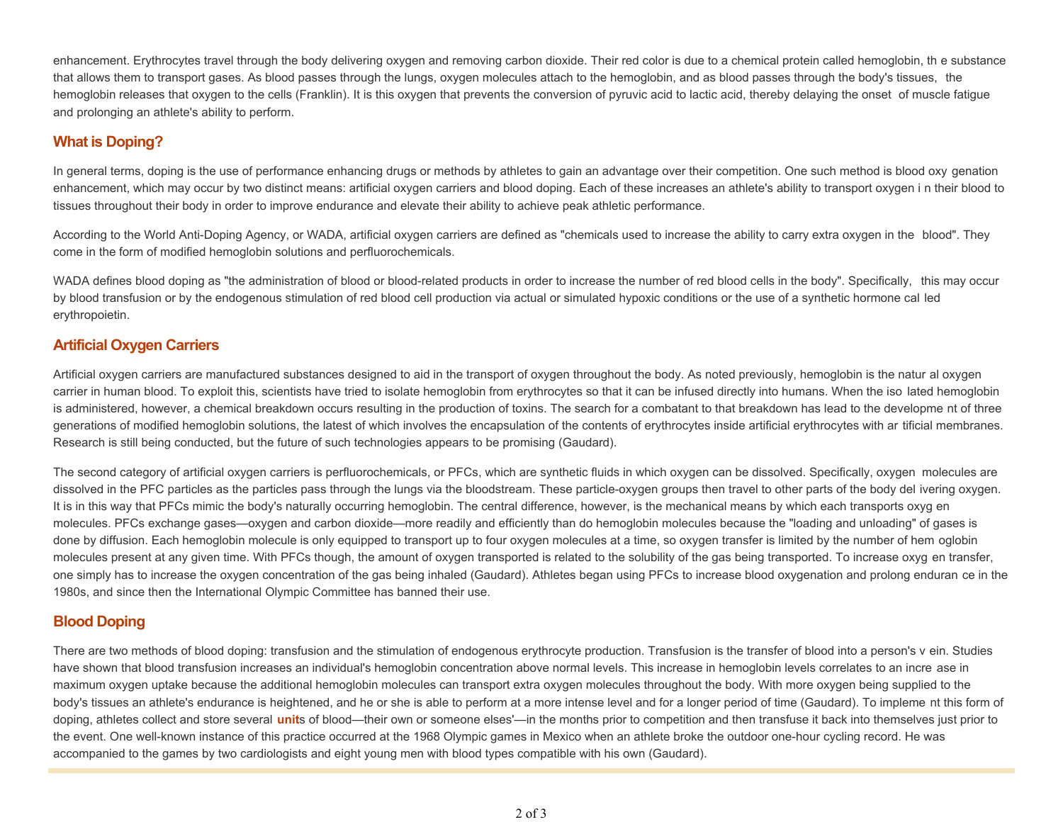enhancement. Erythrocytes travel through the body delivering oxygen and removing carbon dioxide. Their red color is due to a chemical protein called hemoglobin, the substance that allows them to transport gases. As blood passes through the lungs, oxygen molecules attach to the hemoglobin, and as blood passes through the body's tissues, the hemoglobin releases that oxygen to the cells (Franklin). It is this oxygen that prevents the conversion of pyruvic acid to lactic acid, thereby delaying the onset of muscle fatigue and prolonging an athlete's ability to perform.

## What is Doping?

In general terms, doping is the use of performance enhancing drugs or methods by athletes to gain an advantage over their competition. One such method is blood oxygenation enhancement, which may occur by two distinct means: artificial oxygen carriers and blood doping. Each of these increases an athlete's ability to transport oxygen in their blood to tissues throughout their body in order to improve endurance and elevate their ability to achieve peak athletic performance.

According to the World Anti-Doping Agency, or WADA, artificial oxygen carriers are defined as "chemicals used to increase the ability to carry extra oxygen in the blood". They come in the form of modified hemoglobin solutions and perfluorochemicals.

WADA defines blood doping as "the administration of blood or blood-related products in order to increase the number of red blood cells in the body". Specifically, this may occur by blood transfusion or by the endogenous stimulation of red blood cell production via actual or simulated hypoxic conditions or the use of a synthetic hormone called erythropoietin.

## Artificial Oxygen Carriers

Artificial oxygen carriers are manufactured substances designed to aid in the transport of oxygen throughout the body. As noted previously, hemoglobin is the natural oxygen carrier in human blood. To exploit this, scientists have tried to isolate hemoglobin from erythrocytes so that it can be infused directly into humans. When the isolated hemoglobin is administered, however, a chemical breakdown occurs resulting in the production of toxins. The search for a combatant to that breakdown has lead to the development of three generations of modified hemoglobin solutions, the latest of which involves the encapsulation of the contents of erythrocytes inside artificial erythrocytes with artificial membranes. Research is still being conducted, but the future of such technologies appears to be promising (Gaudard).

The second category of artificial oxygen carriers is perfluorochemicals, or PFCs, which are synthetic fluids in which oxygen can be dissolved. Specifically, oxygen molecules are dissolved in the PFC particles as the particles pass through the lungs via the bloodstream. These particle-oxygen groups then travel to other parts of the body delivering oxygen. It is in this way that PFCs mimic the body's naturally occurring hemoglobin. The central difference, however, is the mechanical means by which each transports oxygen molecules. PFCs exchange gases—oxygen and carbon dioxide—more readily and efficiently than do hemoglobin molecules because the "loading and unloading" of gases is done by diffusion. Each hemoglobin molecule is only equipped to transport up to four oxygen molecules at a time, so oxygen transfer is limited by the number of hemoglobin molecules present at any given time. With PFCs though, the amount of oxygen transported is related to the solubility of the gas being transported. To increase oxygen transfer, one simply has to increase the oxygen concentration of the gas being inhaled (Gaudard). Athletes began using PFCs to increase blood oxygenation and prolong endurance in the 1980s, and since then the International Olympic Committee has banned their use.

## Blood Doping

There are two methods of blood doping: transfusion and the stimulation of endogenous erythrocyte production. Transfusion is the transfer of blood into a person's vein. Studies have shown that blood transfusion increases an individual's hemoglobin concentration above normal levels. This increase in hemoglobin levels correlates to an increase in maximum oxygen uptake because the additional hemoglobin molecules can transport extra oxygen molecules throughout the body. With more oxygen being supplied to the body's tissues an athlete's endurance is heightened, and he or she is able to perform at a more intense level and for a longer period of time (Gaudard). To implement this form of doping, athletes collect and store several **unit**s of blood—their own or someone elses'—in the months prior to competition and then transfuse it back into themselves just prior to the event. One well-known instance of this practice occurred at the 1968 Olympic games in Mexico when an athlete broke the outdoor one-hour cycling record. He was accompanied to the games by two cardiologists and eight young men with blood types compatible with his own (Gaudard).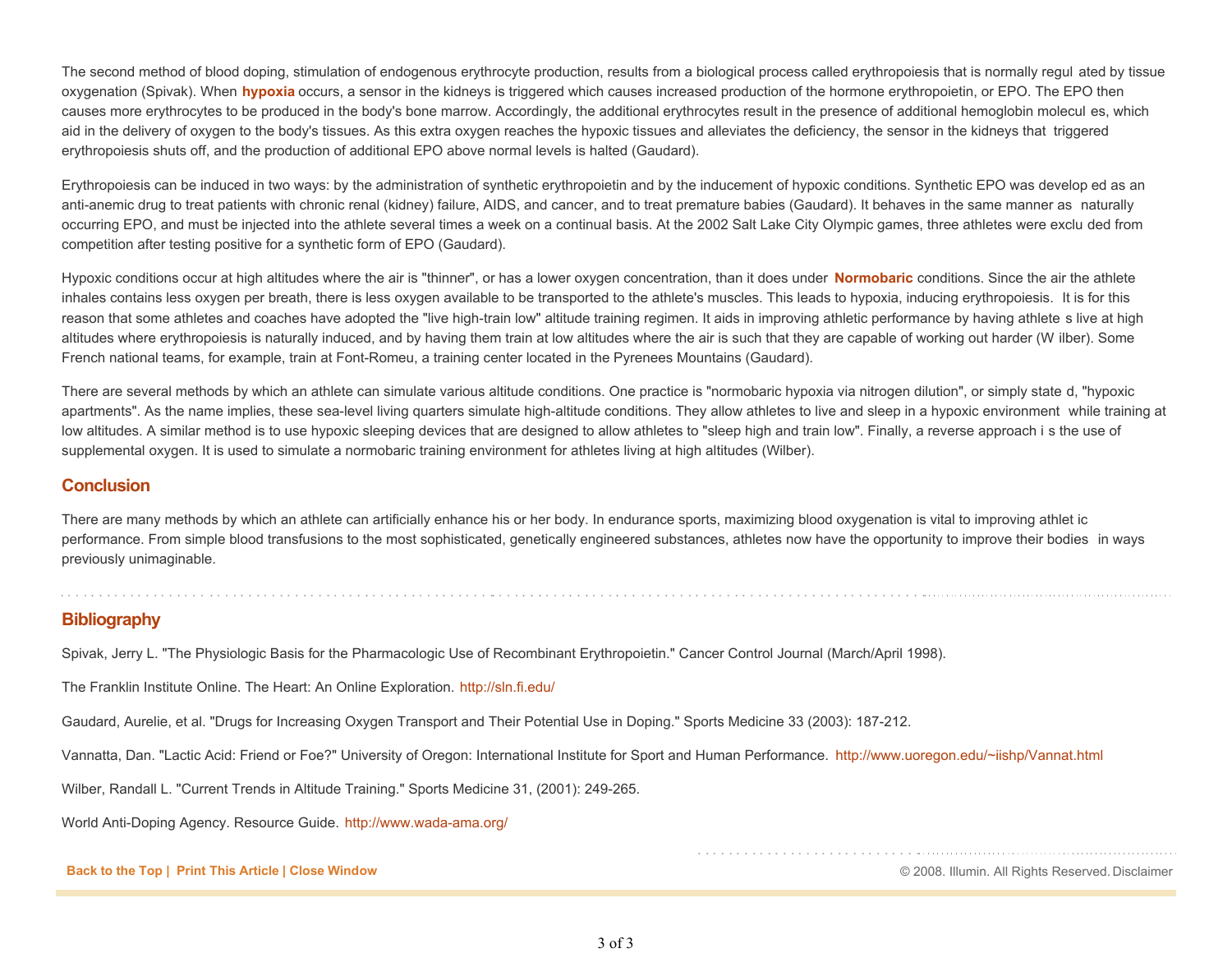The second method of blood doping, stimulation of endogenous erythrocyte production, results from a biological process called erythropoiesis that is normally regulated by tissue oxygenation (Spivak). When **hypoxia** occurs, a sensor in the kidneys is triggered which causes increased production of the hormone erythropoietin, or EPO. The EPO then causes more erythrocytes to be produced in the body's bone marrow. Accordingly, the additional erythrocytes result in the presence of additional hemoglobin molecules, which aid in the delivery of oxygen to the body's tissues. As this extra oxygen reaches the hypoxic tissues and alleviates the deficiency, the sensor in the kidneys that triggered erythropoiesis shuts off, and the production of additional EPO above normal levels is halted (Gaudard).

Erythropoiesis can be induced in two ways: by the administration of synthetic erythropoietin and by the inducement of hypoxic conditions. Synthetic EPO was developed as an anti-anemic drug to treat patients with chronic renal (kidney) failure, AIDS, and cancer, and to treat premature babies (Gaudard). It behaves in the same manner as naturally occurring EPO, and must be injected into the athlete several times a week on a continual basis. At the 2002 Salt Lake City Olympic games, three athletes were excluded from competition after testing positive for a synthetic form of EPO (Gaudard).

Hypoxic conditions occur at high altitudes where the air is "thinner", or has a lower oxygen concentration, than it does under **Normobaric** conditions. Since the air the athlete inhales contains less oxygen per breath, there is less oxygen available to be transported to the athlete's muscles. This leads to hypoxia, inducing erythropoiesis. It is for this reason that some athletes and coaches have adopted the "live high-train low" altitude training regimen. It aids in improving athletic performance by having athletes live at high altitudes where erythropoiesis is naturally induced, and by having them train at low altitudes where the air is such that they are capable of working out harder (Wilber). Some French national teams, for example, train at Font-Romeu, a training center located in the Pyrenees Mountains (Gaudard).

There are several methods by which an athlete can simulate various altitude conditions. One practice is "normobaric hypoxia via nitrogen dilution", or simply stated, "hypoxic apartments". As the name implies, these sea-level living quarters simulate high-altitude conditions. They allow athletes to live and sleep in a hypoxic environment while training at low altitudes. A similar method is to use hypoxic sleeping devices that are designed to allow athletes to "sleep high and train low". Finally, a reverse approach is the use of supplemental oxygen. It is used to simulate a normobaric training environment for athletes living at high altitudes (Wilber).

## Conclusion

There are many methods by which an athlete can artificially enhance his or her body. In endurance sports, maximizing blood oxygenation is vital to improving athletic performance. From simple blood transfusions to the most sophisticated, genetically engineered substances, athletes now have the opportunity to improve their bodies in ways previously unimaginable.

## Bibliography

Spivak, Jerry L. "The Physiologic Basis for the Pharmacologic Use of Recombinant Erythropoietin." Cancer Control Journal (March/April 1998).

The Franklin Institute Online. The Heart: An Online Exploration. http://sln.fi.edu/

Gaudard, Aurelie, et al. "Drugs for Increasing Oxygen Transport and Their Potential Use in Doping." Sports Medicine 33 (2003): 187-212.

Vannatta, Dan. "Lactic Acid: Friend or Foe?" University of Oregon: International Institute for Sport and Human Performance. http://www.uoregon.edu/~iishp/Vannat.html

Wilber, Randall L. "Current Trends in Altitude Training." Sports Medicine 31, (2001): 249-265.

World Anti-Doping Agency. Resource Guide. http://www.wada-ama.org/

Back to the Top | Print This Article | Close Window

© 2008. Illumin. All Rights Reserved. Disclaimer